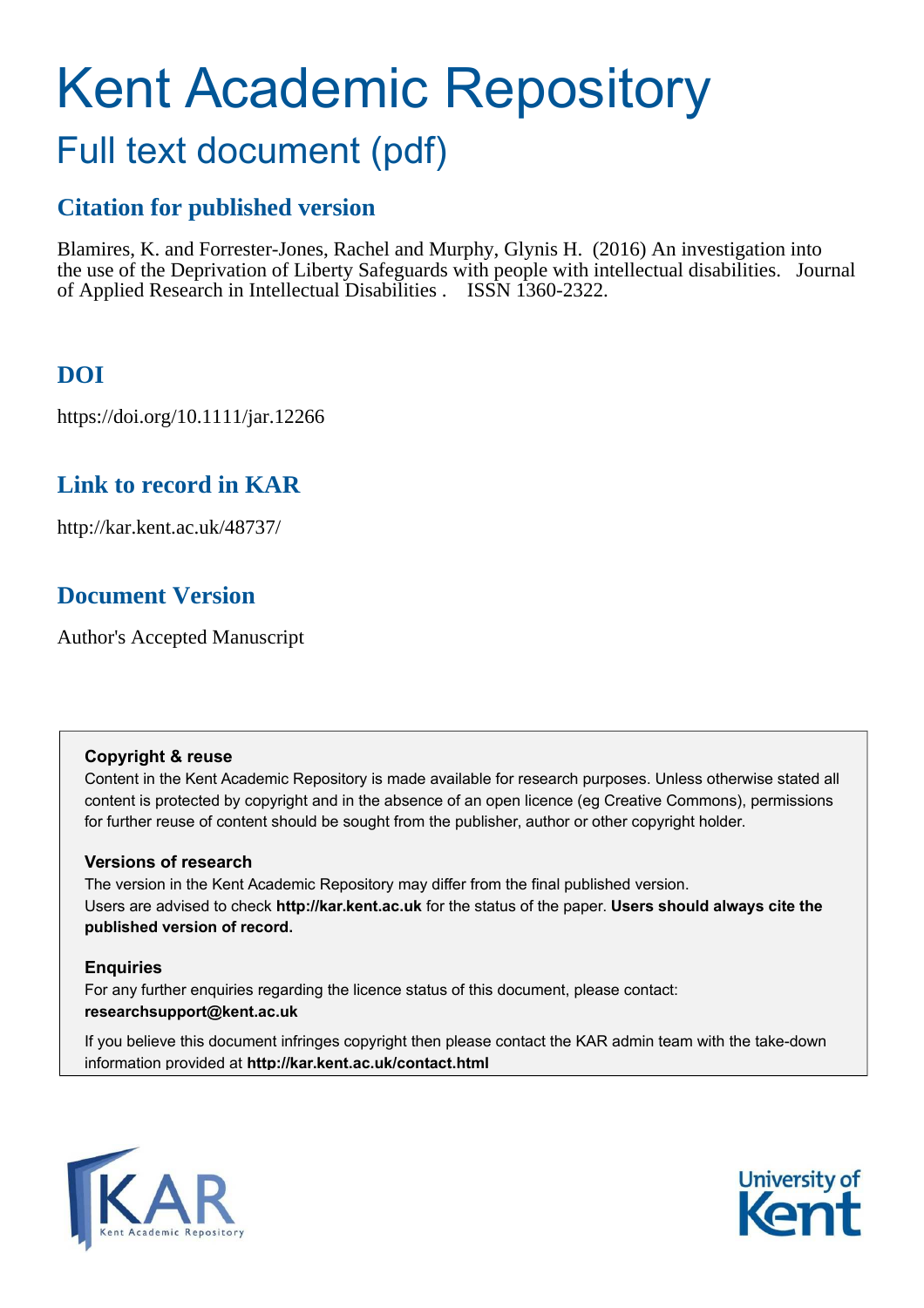# Kent Academic Repository

## Full text document (pdf)

### Citation for published version

Blamires, K. and Forrester-Jones, Rachel and Murphy, Glynis H. (2016) An investigation into the use of the Deprivation of Liberty Safeguards with people with intellectual disabilities. Journal of Applied Research in Intellectual Disabilities . ISSN 1360-2322.

### DOI

https://doi.org/10.1111/jar.12266

### Link to record in KAR

http://kar.kent.ac.uk/48737/

### Document Version

Author's Accepted Manuscript

**Copyright & reuse**

Content in the Kent Academic Repository is made available for research purposes. Unless otherwise stated all content is protected by copyright and in the absence of an open licence (eg Creative Commons), permissions for further reuse of content should be sought from the publisher, author or other copyright holder.

**Versions of research**

The version in the Kent Academic Repository may differ from the final published version. Users are advised to check **http://kar.kent.ac.uk** for the status of the paper. **Users should always cite the published version of record.**

**Enquiries**

For any further enquiries regarding the licence status of this document, please contact: **researchsupport@kent.ac.uk**

If you believe this document infringes copyright then please contact the KAR admin team with the take-down information provided at **http://kar.kent.ac.uk/contact.html**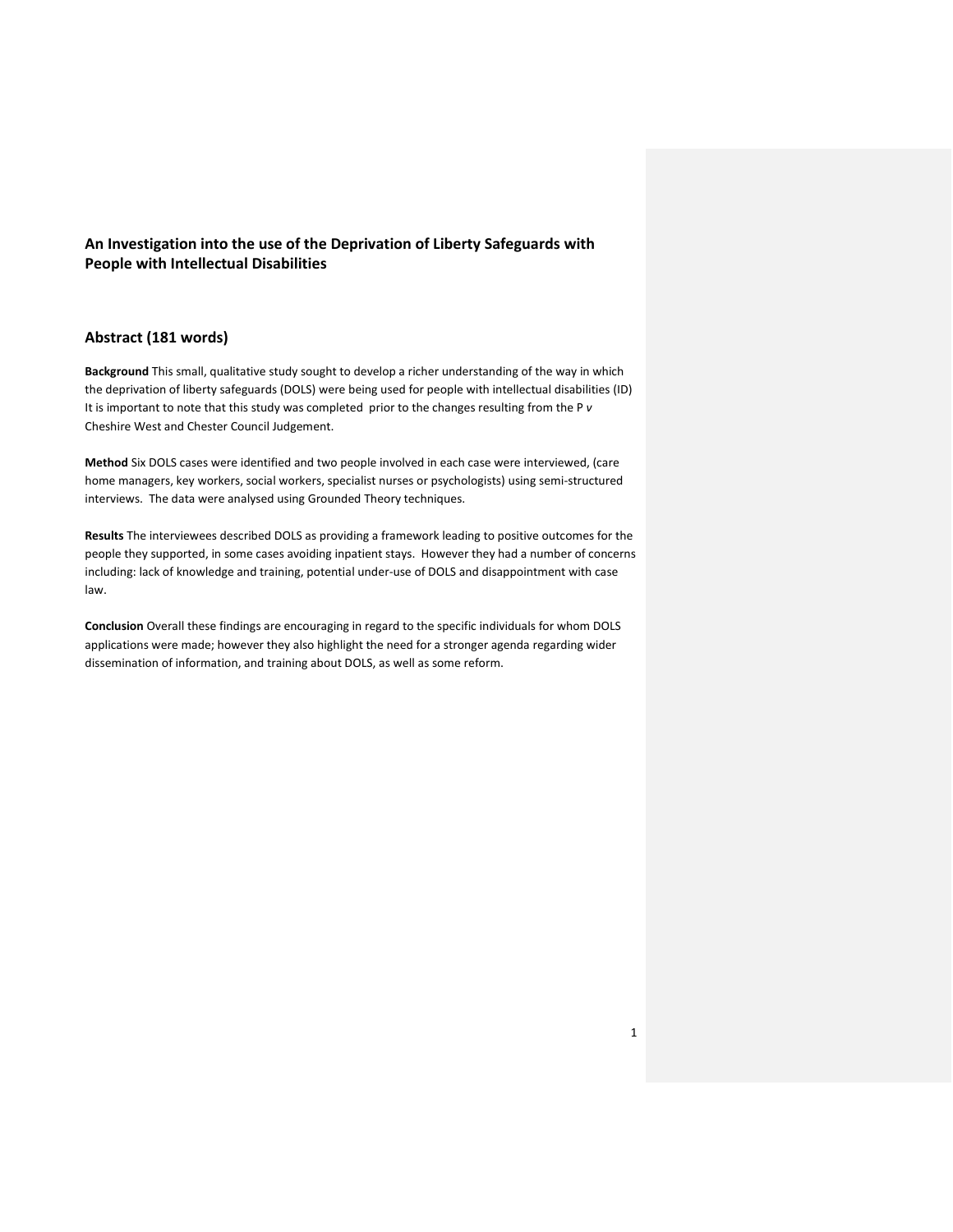## An Investigation into the use of the Deprivation of Liberty Safeguards with People with Intellectual Disabilities

## Abstract (181 words)

**Background** This small, qualitative study sought to develop a richer understanding of the way in which the deprivation of liberty safeguards (DOLS) were being used for people with intellectual disabilities (ID) It is important to note that this study was completed prior to the changes resulting from the P *v* Cheshire West and Chester Council Judgement.

**Method** Six DOLS cases were identified and two people involved in each case were interviewed, (care home managers, key workers, social workers, specialist nurses or psychologists) using semi-structured interviews. The data were analysed using Grounded Theory techniques.

**Results** The interviewees described DOLS as providing a framework leading to positive outcomes for the people they supported, in some cases avoiding inpatient stays. However they had a number of concerns including: lack of knowledge and training, potential under-use of DOLS and disappointment with case law.

**Conclusion** Overall these findings are encouraging in regard to the specific individuals for whom DOLS applications were made; however they also highlight the need for a stronger agenda regarding wider dissemination of information, and training about DOLS, as well as some reform.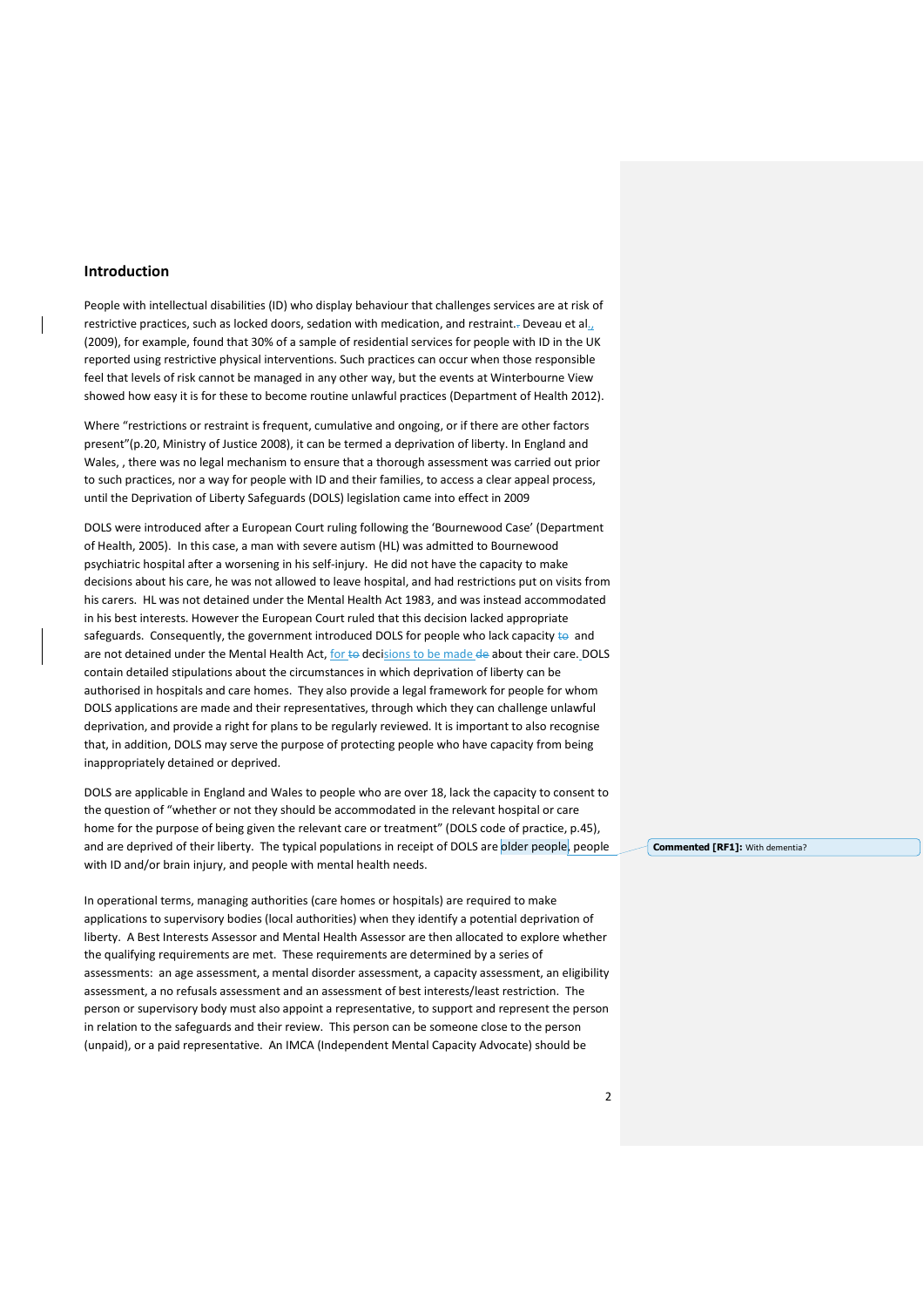## Introduction

People with intellectual disabilities (ID) who display behaviour that challenges services are at risk of restrictive practices, such as locked doors, sedation with medication, and restraint. Deveau et al., (2009), for example, found that 30% of a sample of residential services for people with ID in the UK reported using restrictive physical interventions. Such practices can occur when those responsible feel that levels of risk cannot be managed in any other way, but the events at Winterbourne View showed how easy it is for these to become routine unlawful practices (Department of Health 2012).

Where "restrictions or restraint is frequent, cumulative and ongoing, or if there are other factors present"(p.20, Ministry of Justice 2008), it can be termed a deprivation of liberty. In England and Wales, , there was no legal mechanism to ensure that a thorough assessment was carried out prior to such practices, nor a way for people with ID and their families, to access a clear appeal process, until the Deprivation of Liberty Safeguards (DOLS) legislation came into effect in 2009

DOLS were introduced after a European Court ruling following the 'Bournewood Case' (Department of Health, 2005). In this case, a man with severe autism (HL) was admitted to Bournewood psychiatric hospital after a worsening in his self-injury. He did not have the capacity to make decisions about his care, he was not allowed to leave hospital, and had restrictions put on visits from his carers. HL was not detained under the Mental Health Act 1983, and was instead accommodated in his best interests. However the European Court ruled that this decision lacked appropriate safeguards. Consequently, the government introduced DOLS for people who lack capacity and are not detained under the Mental Health Act, for decisions to be made about their care. DOLS contain detailed stipulations about the circumstances in which deprivation of liberty can be authorised in hospitals and care homes. They also provide a legal framework for people for whom DOLS applications are made and their representatives, through which they can challenge unlawful deprivation, and provide a right for plans to be regularly reviewed. It is important to also recognise that, in addition, DOLS may serve the purpose of protecting people who have capacity from being inappropriately detained or deprived.

DOLS are applicable in England and Wales to people who are over 18, lack the capacity to consent to the question of "whether or not they should be accommodated in the relevant hospital or care home for the purpose of being given the relevant care or treatment" (DOLS code of practice, p.45), and are deprived of their liberty. The typical populations in receipt of DOLS are older people, people with ID and/or brain injury, and people with mental health needs.

**Commented [RF1]:** With dementia?

In operational terms, managing authorities (care homes or hospitals) are required to make applications to supervisory bodies (local authorities) when they identify a potential deprivation of liberty. A Best Interests Assessor and Mental Health Assessor are then allocated to explore whether the qualifying requirements are met. These requirements are determined by a series of assessments: an age assessment, a mental disorder assessment, a capacity assessment, an eligibility assessment, a no refusals assessment and an assessment of best interests/least restriction. The person or supervisory body must also appoint a representative, to support and represent the person in relation to the safeguards and their review. This person can be someone close to the person (unpaid), or a paid representative. An IMCA (Independent Mental Capacity Advocate) should be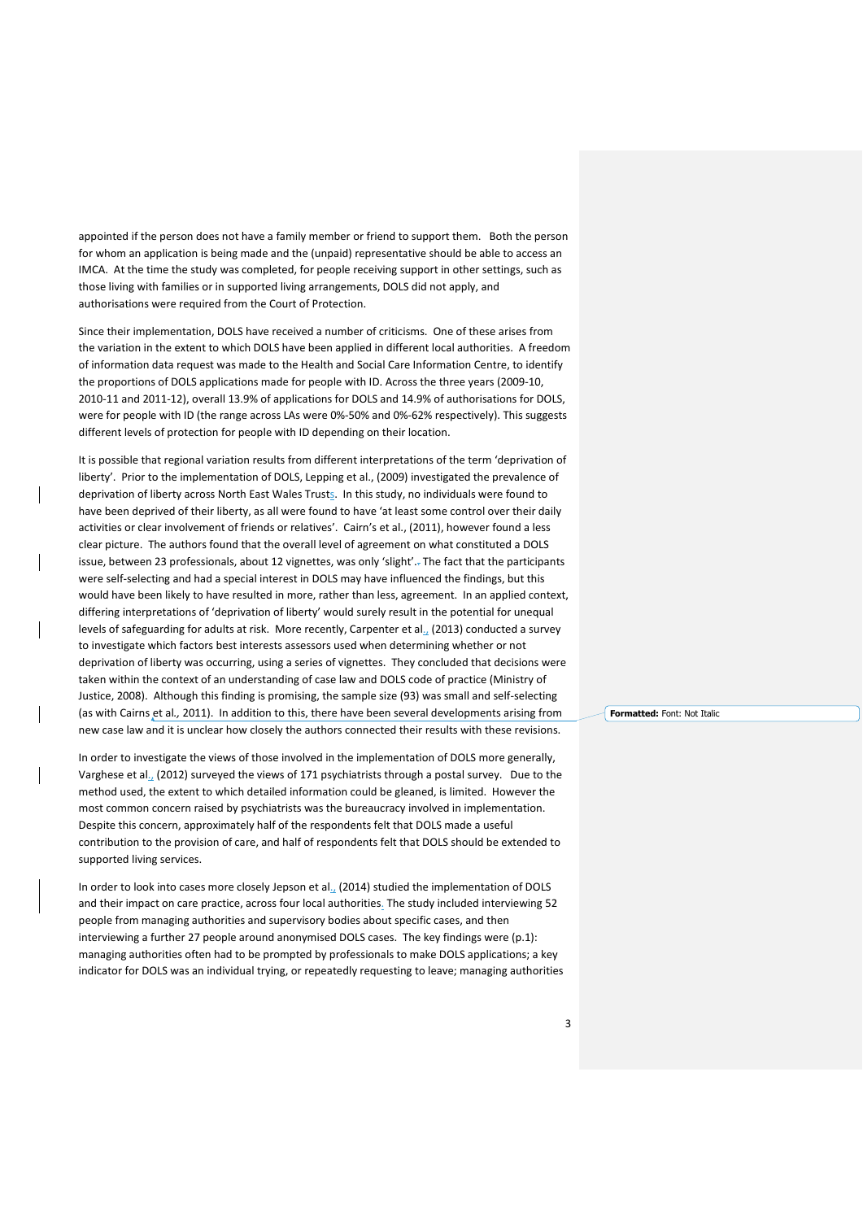appointed if the person does not have a family member or friend to support them. Both the person for whom an application is being made and the (unpaid) representative should be able to access an IMCA. At the time the study was completed, for people receiving support in other settings, such as those living with families or in supported living arrangements, DOLS did not apply, and authorisations were required from the Court of Protection.

Since their implementation, DOLS have received a number of criticisms. One of these arises from the variation in the extent to which DOLS have been applied in different local authorities. A freedom of information data request was made to the Health and Social Care Information Centre, to identify the proportions of DOLS applications made for people with ID. Across the three years (2009-10, 2010-11 and 2011-12), overall 13.9% of applications for DOLS and 14.9% of authorisations for DOLS, were for people with ID (the range across LAs were 0%-50% and 0%-62% respectively). This suggests different levels of protection for people with ID depending on their location.

It is possible that regional variation results from different interpretations of the term 'deprivation of liberty'. Prior to the implementation of DOLS, Lepping et al., (2009) investigated the prevalence of deprivation of liberty across North East Wales Trusts. In this study, no individuals were found to have been deprived of their liberty, as all were found to have 'at least some control over their daily activities or clear involvement of friends or relatives'. Cairn's et al., (2011), however found a less clear picture. The authors found that the overall level of agreement on what constituted a DOLS issue, between 23 professionals, about 12 vignettes, was only 'slight'. The fact that the participants were self-selecting and had a special interest in DOLS may have influenced the findings, but this would have been likely to have resulted in more, rather than less, agreement. In an applied context, differing interpretations of 'deprivation of liberty' would surely result in the potential for unequal levels of safeguarding for adults at risk. More recently, Carpenter et al., (2013) conducted a survey to investigate which factors best interests assessors used when determining whether or not deprivation of liberty was occurring, using a series of vignettes. They concluded that decisions were taken within the context of an understanding of case law and DOLS code of practice (Ministry of Justice, 2008). Although this finding is promising, the sample size (93) was small and self-selecting (as with Cairns et al., 2011). In addition to this, there have been several developments arising from new case law and it is unclear how closely the authors connected their results with these revisions.

In order to investigate the views of those involved in the implementation of DOLS more generally, Varghese et al., (2012) surveyed the views of 171 psychiatrists through a postal survey. Due to the method used, the extent to which detailed information could be gleaned, is limited. However the most common concern raised by psychiatrists was the bureaucracy involved in implementation. Despite this concern, approximately half of the respondents felt that DOLS made a useful contribution to the provision of care, and half of respondents felt that DOLS should be extended to supported living services.

In order to look into cases more closely Jepson et al., (2014) studied the implementation of DOLS and their impact on care practice, across four local authorities. The study included interviewing 52 people from managing authorities and supervisory bodies about specific cases, and then interviewing a further 27 people around anonymised DOLS cases. The key findings were (p.1): managing authorities often had to be prompted by professionals to make DOLS applications; a key indicator for DOLS was an individual trying, or repeatedly requesting to leave; managing authorities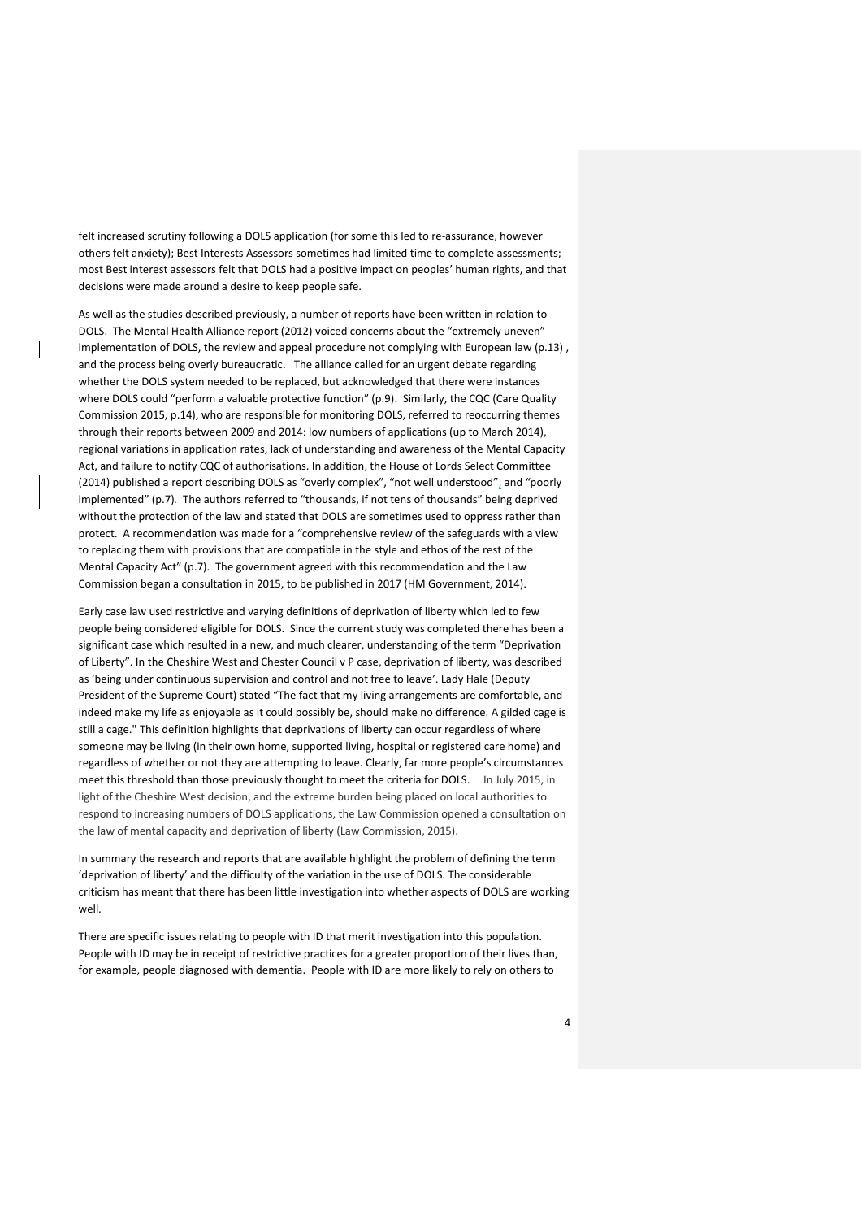felt increased scrutiny following a DOLS application (for some this led to re-assurance, however others felt anxiety); Best Interests Assessors sometimes had limited time to complete assessments; most Best interest assessors felt that DOLS had a positive impact on peoples' human rights, and that decisions were made around a desire to keep people safe.

As well as the studies described previously, a number of reports have been written in relation to DOLS. The Mental Health Alliance report (2012) voiced concerns about the "extremely uneven" implementation of DOLS, the review and appeal procedure not complying with European law (p.13), and the process being overly bureaucratic. The alliance called for an urgent debate regarding whether the DOLS system needed to be replaced, but acknowledged that there were instances where DOLS could "perform a valuable protective function" (p.9). Similarly, the CQC (Care Quality Commission 2015, p.14), who are responsible for monitoring DOLS, referred to reoccurring themes through their reports between 2009 and 2014: low numbers of applications (up to March 2014), regional variations in application rates, lack of understanding and awareness of the Mental Capacity Act, and failure to notify CQC of authorisations. In addition, the House of Lords Select Committee (2014) published a report describing DOLS as "overly complex", "not well understood", and "poorly implemented" (p.7). The authors referred to "thousands, if not tens of thousands" being deprived without the protection of the law and stated that DOLS are sometimes used to oppress rather than protect. A recommendation was made for a "comprehensive review of the safeguards with a view to replacing them with provisions that are compatible in the style and ethos of the rest of the Mental Capacity Act" (p.7). The government agreed with this recommendation and the Law Commission began a consultation in 2015, to be published in 2017 (HM Government, 2014).

Early case law used restrictive and varying definitions of deprivation of liberty which led to few people being considered eligible for DOLS. Since the current study was completed there has been a significant case which resulted in a new, and much clearer, understanding of the term "Deprivation of Liberty". In the Cheshire West and Chester Council v P case, deprivation of liberty, was described as 'being under continuous supervision and control and not free to leave'. Lady Hale (Deputy President of the Supreme Court) stated "The fact that my living arrangements are comfortable, and indeed make my life as enjoyable as it could possibly be, should make no difference. A gilded cage is still a cage." This definition highlights that deprivations of liberty can occur regardless of where someone may be living (in their own home, supported living, hospital or registered care home) and regardless of whether or not they are attempting to leave. Clearly, far more people's circumstances meet this threshold than those previously thought to meet the criteria for DOLS. In July 2015, in light of the Cheshire West decision, and the extreme burden being placed on local authorities to respond to increasing numbers of DOLS applications, the Law Commission opened a consultation on the law of mental capacity and deprivation of liberty (Law Commission, 2015).

In summary the research and reports that are available highlight the problem of defining the term 'deprivation of liberty' and the difficulty of the variation in the use of DOLS. The considerable criticism has meant that there has been little investigation into whether aspects of DOLS are working well.

There are specific issues relating to people with ID that merit investigation into this population. People with ID may be in receipt of restrictive practices for a greater proportion of their lives than, for example, people diagnosed with dementia. People with ID are more likely to rely on others to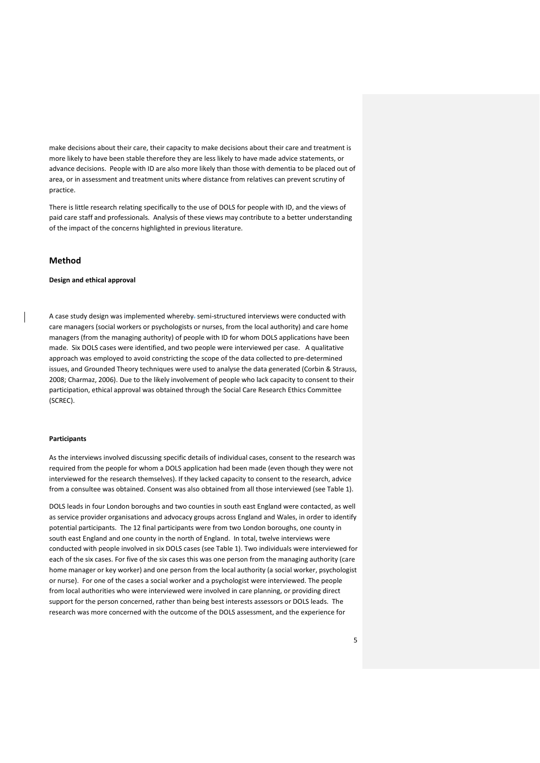make decisions about their care, their capacity to make decisions about their care and treatment is more likely to have been stable therefore they are less likely to have made advice statements, or advance decisions. People with ID are also more likely than those with dementia to be placed out of area, or in assessment and treatment units where distance from relatives can prevent scrutiny of practice.

There is little research relating specifically to the use of DOLS for people with ID, and the views of paid care staff and professionals. Analysis of these views may contribute to a better understanding of the impact of the concerns highlighted in previous literature.

## Method

**Design and ethical approval**

A case study design was implemented whereby semi-structured interviews were conducted with care managers (social workers or psychologists or nurses, from the local authority) and care home managers (from the managing authority) of people with ID for whom DOLS applications have been made. Six DOLS cases were identified, and two people were interviewed per case. A qualitative approach was employed to avoid constricting the scope of the data collected to pre-determined issues, and Grounded Theory techniques were used to analyse the data generated (Corbin & Strauss, 2008; Charmaz, 2006). Due to the likely involvement of people who lack capacity to consent to their participation, ethical approval was obtained through the Social Care Research Ethics Committee (SCREC).

**Participants**

As the interviews involved discussing specific details of individual cases, consent to the research was required from the people for whom a DOLS application had been made (even though they were not interviewed for the research themselves). If they lacked capacity to consent to the research, advice from a consultee was obtained. Consent was also obtained from all those interviewed (see Table 1).

DOLS leads in four London boroughs and two counties in south east England were contacted, as well as service provider organisations and advocacy groups across England and Wales, in order to identify potential participants. The 12 final participants were from two London boroughs, one county in south east England and one county in the north of England. In total, twelve interviews were conducted with people involved in six DOLS cases (see Table 1). Two individuals were interviewed for each of the six cases. For five of the six cases this was one person from the managing authority (care home manager or key worker) and one person from the local authority (a social worker, psychologist or nurse). For one of the cases a social worker and a psychologist were interviewed. The people from local authorities who were interviewed were involved in care planning, or providing direct support for the person concerned, rather than being best interests assessors or DOLS leads. The research was more concerned with the outcome of the DOLS assessment, and the experience for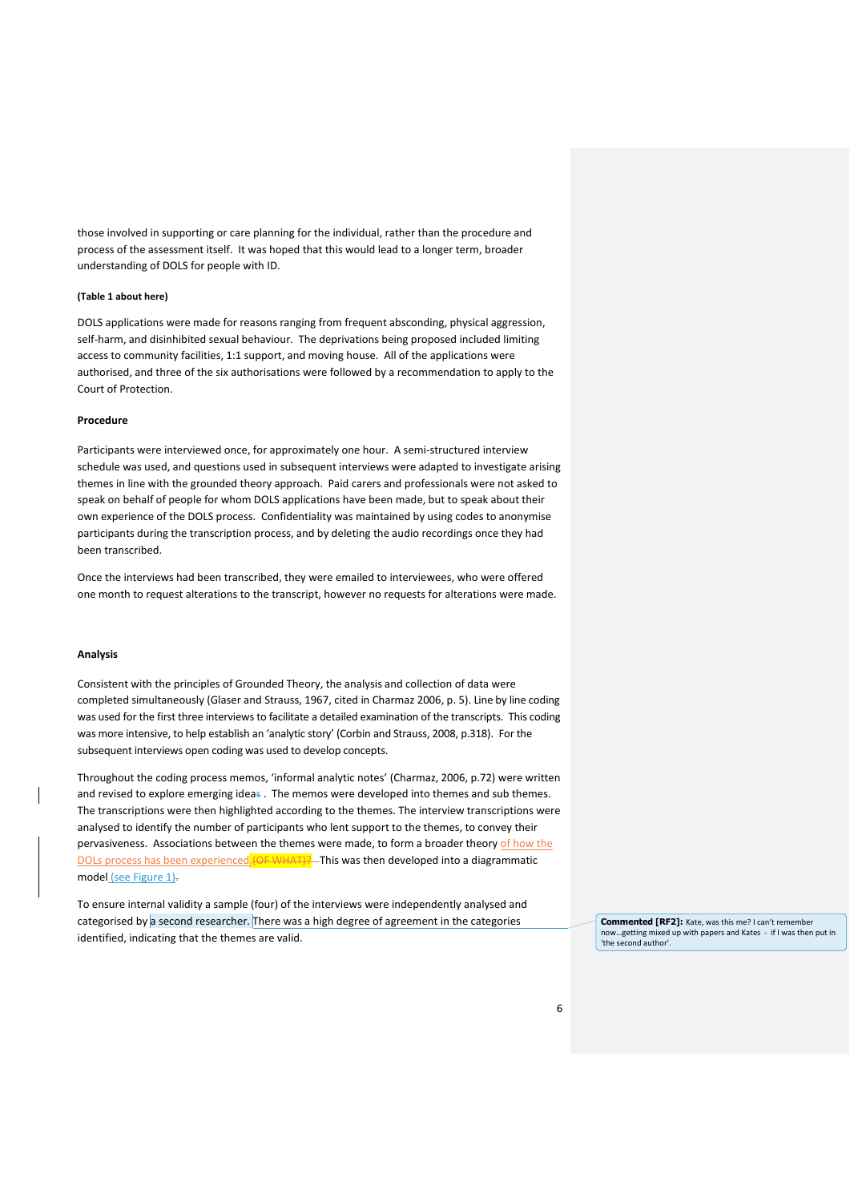those involved in supporting or care planning for the individual, rather than the procedure and process of the assessment itself. It was hoped that this would lead to a longer term, broader understanding of DOLS for people with ID.

**(Table 1 about here)**

DOLS applications were made for reasons ranging from frequent absconding, physical aggression, self-harm, and disinhibited sexual behaviour. The deprivations being proposed included limiting access to community facilities, 1:1 support, and moving house. All of the applications were authorised, and three of the six authorisations were followed by a recommendation to apply to the Court of Protection.

**Procedure**

Participants were interviewed once, for approximately one hour. A semi-structured interview schedule was used, and questions used in subsequent interviews were adapted to investigate arising themes in line with the grounded theory approach. Paid carers and professionals were not asked to speak on behalf of people for whom DOLS applications have been made, but to speak about their own experience of the DOLS process. Confidentiality was maintained by using codes to anonymise participants during the transcription process, and by deleting the audio recordings once they had been transcribed.

Once the interviews had been transcribed, they were emailed to interviewees, who were offered one month to request alterations to the transcript, however no requests for alterations were made.

**Analysis**

Consistent with the principles of Grounded Theory, the analysis and collection of data were completed simultaneously (Glaser and Strauss, 1967, cited in Charmaz 2006, p. 5). Line by line coding was used for the first three interviews to facilitate a detailed examination of the transcripts. This coding was more intensive, to help establish an 'analytic story' (Corbin and Strauss, 2008, p.318). For the subsequent interviews open coding was used to develop concepts.

Throughout the coding process memos, 'informal analytic notes' (Charmaz, 2006, p.72) were written and revised to explore emerging ideas . The memos were developed into themes and sub themes. The transcriptions were then highlighted according to the themes. The interview transcriptions were analysed to identify the number of participants who lent support to the themes, to convey their pervasiveness. Associations between the themes were made, to form a broader theory of how the DOLs process has been experienced. This was then developed into a diagrammatic model (see Figure 1).

To ensure internal validity a sample (four) of the interviews were independently analysed and categorised by a second researcher. There was a high degree of agreement in the categories identified, indicating that the themes are valid.

**Commented [RF2]:** Kate, was this me? I can't remember now...getting mixed up with papers and Kates - if I was then put in 'the second author'.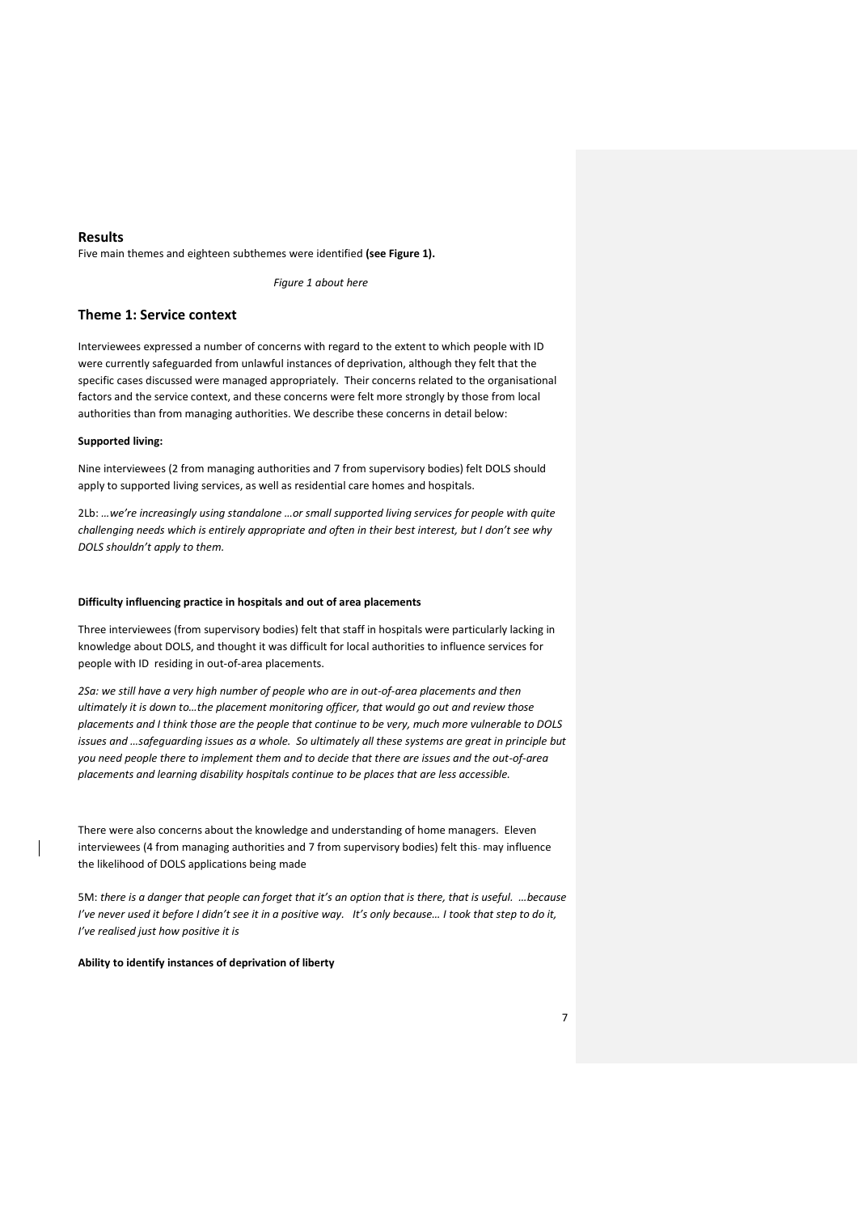## Results

Five main themes and eighteen subthemes were identified **(see Figure 1).**

*Figure 1 about here*

## Theme 1: Service context

Interviewees expressed a number of concerns with regard to the extent to which people with ID were currently safeguarded from unlawful instances of deprivation, although they felt that the specific cases discussed were managed appropriately. Their concerns related to the organisational factors and the service context, and these concerns were felt more strongly by those from local authorities than from managing authorities. We describe these concerns in detail below:

**Supported living:**

Nine interviewees (2 from managing authorities and 7 from supervisory bodies) felt DOLS should apply to supported living services, as well as residential care homes and hospitals.

2Lb: *…we're increasingly using standalone …or small supported living services for people with quite challenging needs which is entirely appropriate and often in their best interest, but I don't see why DOLS shouldn't apply to them.*

**Difficulty influencing practice in hospitals and out of area placements**

Three interviewees (from supervisory bodies) felt that staff in hospitals were particularly lacking in knowledge about DOLS, and thought it was difficult for local authorities to influence services for people with ID residing in out-of-area placements.

*2Sa: we still have a very high number of people who are in out-of-area placements and then ultimately it is down to…the placement monitoring officer, that would go out and review those placements and I think those are the people that continue to be very, much more vulnerable to DOLS issues and …safeguarding issues as a whole. So ultimately all these systems are great in principle but you need people there to implement them and to decide that there are issues and the out-of-area placements and learning disability hospitals continue to be places that are less accessible.*

There were also concerns about the knowledge and understanding of home managers. Eleven interviewees (4 from managing authorities and 7 from supervisory bodies) felt this may influence the likelihood of DOLS applications being made

5M: *there is a danger that people can forget that it's an option that is there, that is useful. …because I've never used it before I didn't see it in a positive way. It's only because… I took that step to do it, I've realised just how positive it is*

**Ability to identify instances of deprivation of liberty**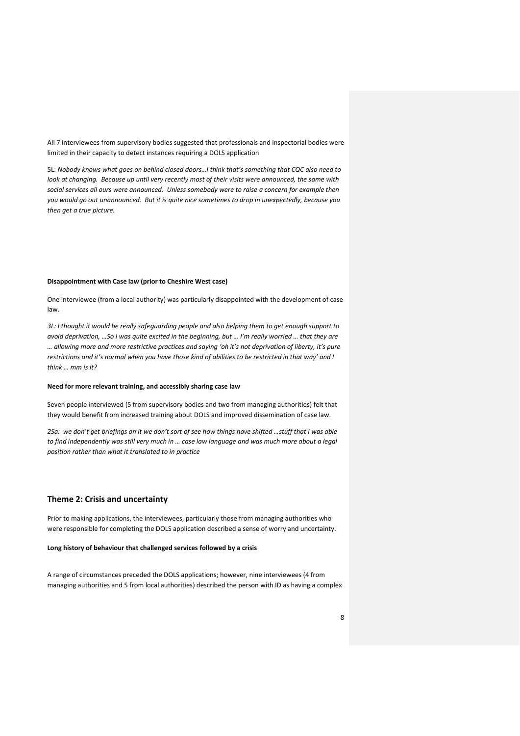All 7 interviewees from supervisory bodies suggested that professionals and inspectorial bodies were limited in their capacity to detect instances requiring a DOLS application

5L: *Nobody knows what goes on behind closed doors…I think that's something that CQC also need to look at changing. Because up until very recently most of their visits were announced, the same with social services all ours were announced. Unless somebody were to raise a concern for example then you would go out unannounced. But it is quite nice sometimes to drop in unexpectedly, because you then get a true picture.*

**Disappointment with Case law (prior to Cheshire West case)**

One interviewee (from a local authority) was particularly disappointed with the development of case law.

*3L: I thought it would be really safeguarding people and also helping them to get enough support to avoid deprivation, …So I was quite excited in the beginning, but … I'm really worried … that they are … allowing more and more restrictive practices and saying 'oh it's not deprivation of liberty, it's pure restrictions and it's normal when you have those kind of abilities to be restricted in that way' and I think … mm is it?*

**Need for more relevant training, and accessibly sharing case law**

Seven people interviewed (5 from supervisory bodies and two from managing authorities) felt that they would benefit from increased training about DOLS and improved dissemination of case law.

*2Sa: we don't get briefings on it we don't sort of see how things have shifted …stuff that I was able to find independently was still very much in … case law language and was much more about a legal position rather than what it translated to in practice*

## Theme 2: Crisis and uncertainty

Prior to making applications, the interviewees, particularly those from managing authorities who were responsible for completing the DOLS application described a sense of worry and uncertainty.

**Long history of behaviour that challenged services followed by a crisis**

A range of circumstances preceded the DOLS applications; however, nine interviewees (4 from managing authorities and 5 from local authorities) described the person with ID as having a complex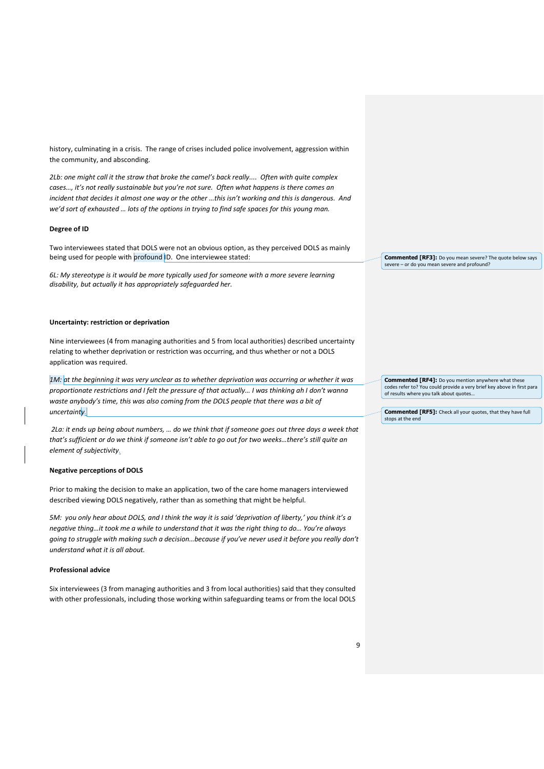history, culminating in a crisis. The range of crises included police involvement, aggression within the community, and absconding.

*2Lb: one might call it the straw that broke the camel's back really.... Often with quite complex cases…, it's not really sustainable but you're not sure. Often what happens is there comes an incident that decides it almost one way or the other …this isn't working and this is dangerous. And we'd sort of exhausted … lots of the options in trying to find safe spaces for this young man.*

**Degree of ID**

Two interviewees stated that DOLS were not an obvious option, as they perceived DOLS as mainly being used for people with profound ID. One interviewee stated:

*6L: My stereotype is it would be more typically used for someone with a more severe learning disability, but actually it has appropriately safeguarded her.*

**Uncertainty: restriction or deprivation**

Nine interviewees (4 from managing authorities and 5 from local authorities) described uncertainty relating to whether deprivation or restriction was occurring, and thus whether or not a DOLS application was required.

*1M: at the beginning it was very unclear as to whether deprivation was occurring or whether it was proportionate restrictions and I felt the pressure of that actually… I was thinking ah I don't wanna waste anybody's time, this was also coming from the DOLS people that there was a bit of uncertainty.*

*2La: it ends up being about numbers, … do we think that if someone goes out three days a week that that's sufficient or do we think if someone isn't able to go out for two weeks…there's still quite an element of subjectivity.*

**Negative perceptions of DOLS**

Prior to making the decision to make an application, two of the care home managers interviewed described viewing DOLS negatively, rather than as something that might be helpful.

*5M: you only hear about DOLS, and I think the way it is said 'deprivation of liberty,' you think it's a negative thing…it took me a while to understand that it was the right thing to do… You're always going to struggle with making such a decision…because if you've never used it before you really don't understand what it is all about.*

**Professional advice**

Six interviewees (3 from managing authorities and 3 from local authorities) said that they consulted with other professionals, including those working within safeguarding teams or from the local DOLS

**Commented [RF3]:** Do you mean severe? The quote below says severe – or do you mean severe and profound?

**Commented [RF4]:** Do you mention anywhere what these codes refer to? You could provide a very brief key above in first para of results where you talk about quotes…

**Commented [RF5]:** Check all your quotes, that they have full stops at the end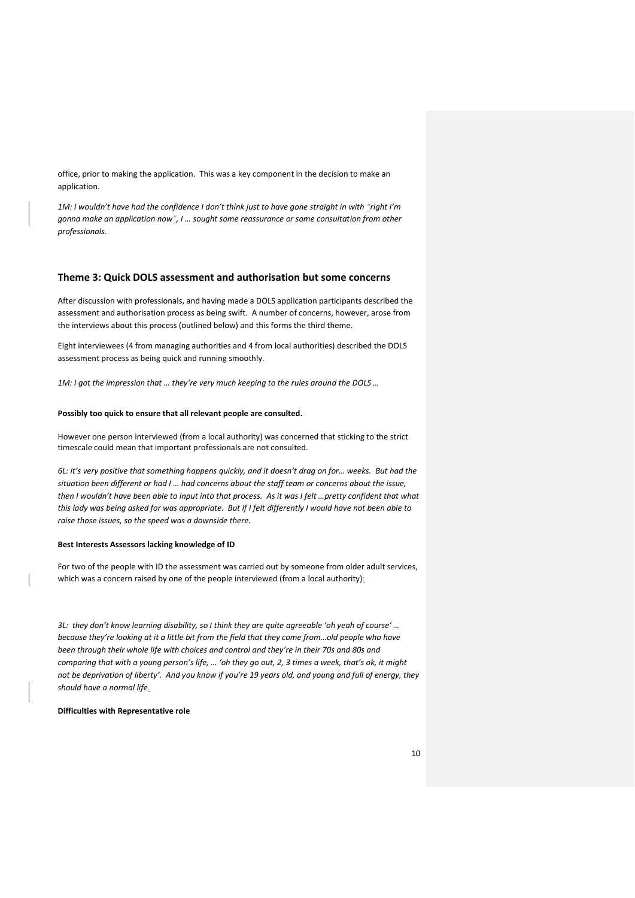office, prior to making the application. This was a key component in the decision to make an application.

*1M: I wouldn't have had the confidence I don't think just to have gone straight in with "right I'm gonna make an application now", I … sought some reassurance or some consultation from other professionals.*

## Theme 3: Quick DOLS assessment and authorisation but some concerns

After discussion with professionals, and having made a DOLS application participants described the assessment and authorisation process as being swift. A number of concerns, however, arose from the interviews about this process (outlined below) and this forms the third theme.

Eight interviewees (4 from managing authorities and 4 from local authorities) described the DOLS assessment process as being quick and running smoothly.

*1M: I got the impression that … they're very much keeping to the rules around the DOLS …*

**Possibly too quick to ensure that all relevant people are consulted.**

However one person interviewed (from a local authority) was concerned that sticking to the strict timescale could mean that important professionals are not consulted.

*6L: it's very positive that something happens quickly, and it doesn't drag on for… weeks. But had the situation been different or had I … had concerns about the staff team or concerns about the issue, then I wouldn't have been able to input into that process. As it was I felt …pretty confident that what this lady was being asked for was appropriate. But if I felt differently I would have not been able to raise those issues, so the speed was a downside there.*

**Best Interests Assessors lacking knowledge of ID**

For two of the people with ID the assessment was carried out by someone from older adult services, which was a concern raised by one of the people interviewed (from a local authority):

*3L: they don't know learning disability, so I think they are quite agreeable 'oh yeah of course' … because they're looking at it a little bit from the field that they come from…old people who have been through their whole life with choices and control and they're in their 70s and 80s and comparing that with a young person's life, … 'oh they go out, 2, 3 times a week, that's ok, it might not be deprivation of liberty'. And you know if you're 19 years old, and young and full of energy, they should have a normal life.*

**Difficulties with Representative role**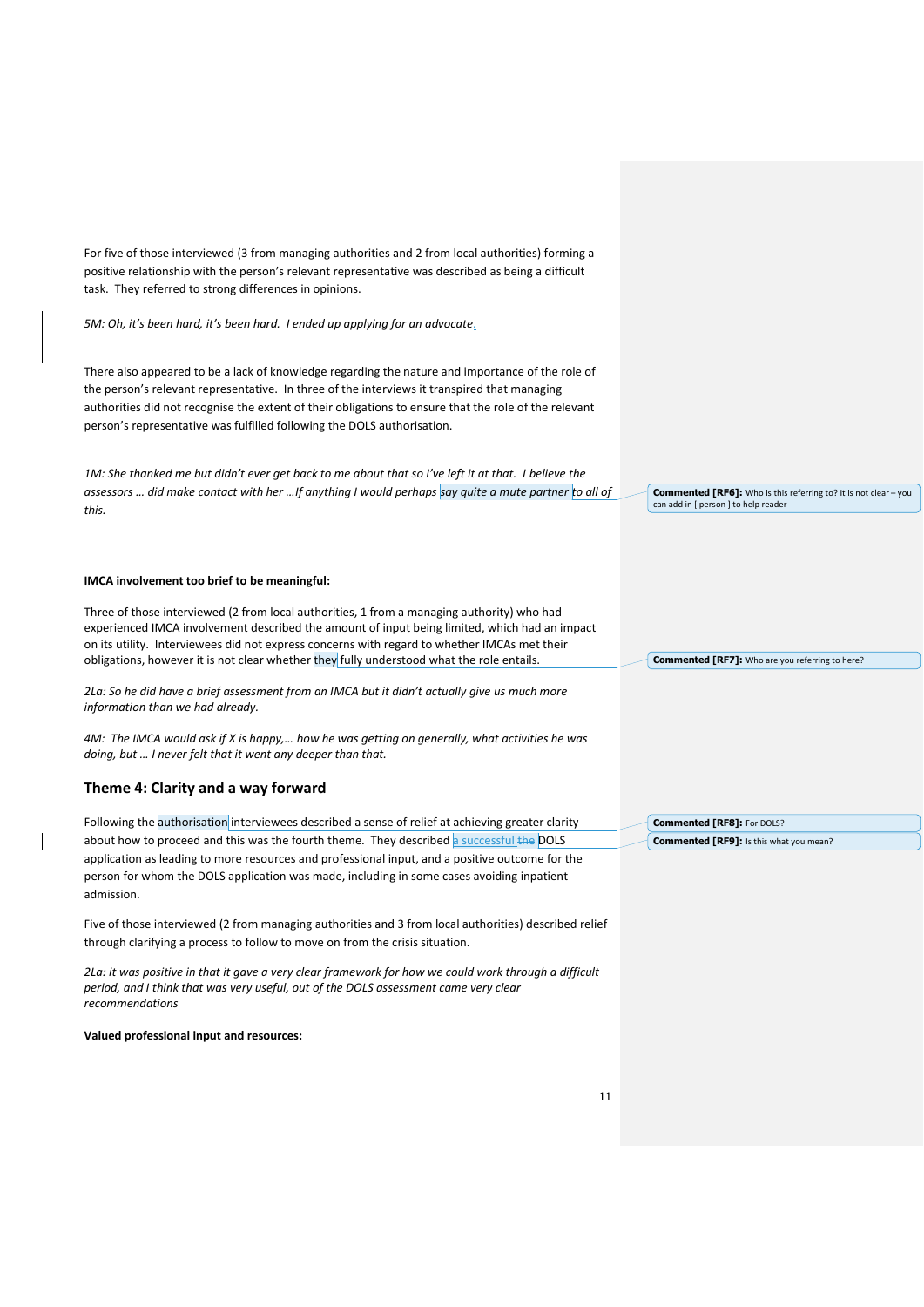For five of those interviewed (3 from managing authorities and 2 from local authorities) forming a positive relationship with the person's relevant representative was described as being a difficult task. They referred to strong differences in opinions.

*5M: Oh, it's been hard, it's been hard. I ended up applying for an advocate.*

There also appeared to be a lack of knowledge regarding the nature and importance of the role of the person's relevant representative. In three of the interviews it transpired that managing authorities did not recognise the extent of their obligations to ensure that the role of the relevant person's representative was fulfilled following the DOLS authorisation.

*1M: She thanked me but didn't ever get back to me about that so I've left it at that. I believe the assessors … did make contact with her …If anything I would perhaps say quite a mute partner to all of this.*

**Commented [RF6]:** Who is this referring to? It is not clear – you can add in [ person ] to help reader

**IMCA involvement too brief to be meaningful:**

Three of those interviewed (2 from local authorities, 1 from a managing authority) who had experienced IMCA involvement described the amount of input being limited, which had an impact on its utility. Interviewees did not express concerns with regard to whether IMCAs met their obligations, however it is not clear whether they fully understood what the role entails.

**Commented [RF7]:** Who are you referring to here?

*2La: So he did have a brief assessment from an IMCA but it didn't actually give us much more information than we had already.*

*4M: The IMCA would ask if X is happy,… how he was getting on generally, what activities he was doing, but … I never felt that it went any deeper than that.*

## Theme 4: Clarity and a way forward

Following the authorisation interviewees described a sense of relief at achieving greater clarity about how to proceed and this was the fourth theme. They described a successful ~~the~~ DOLS application as leading to more resources and professional input, and a positive outcome for the person for whom the DOLS application was made, including in some cases avoiding inpatient admission.

**Commented [RF8]:** For DOLS?

**Commented [RF9]:** Is this what you mean?

Five of those interviewed (2 from managing authorities and 3 from local authorities) described relief through clarifying a process to follow to move on from the crisis situation.

*2La: it was positive in that it gave a very clear framework for how we could work through a difficult period, and I think that was very useful, out of the DOLS assessment came very clear recommendations*

**Valued professional input and resources:**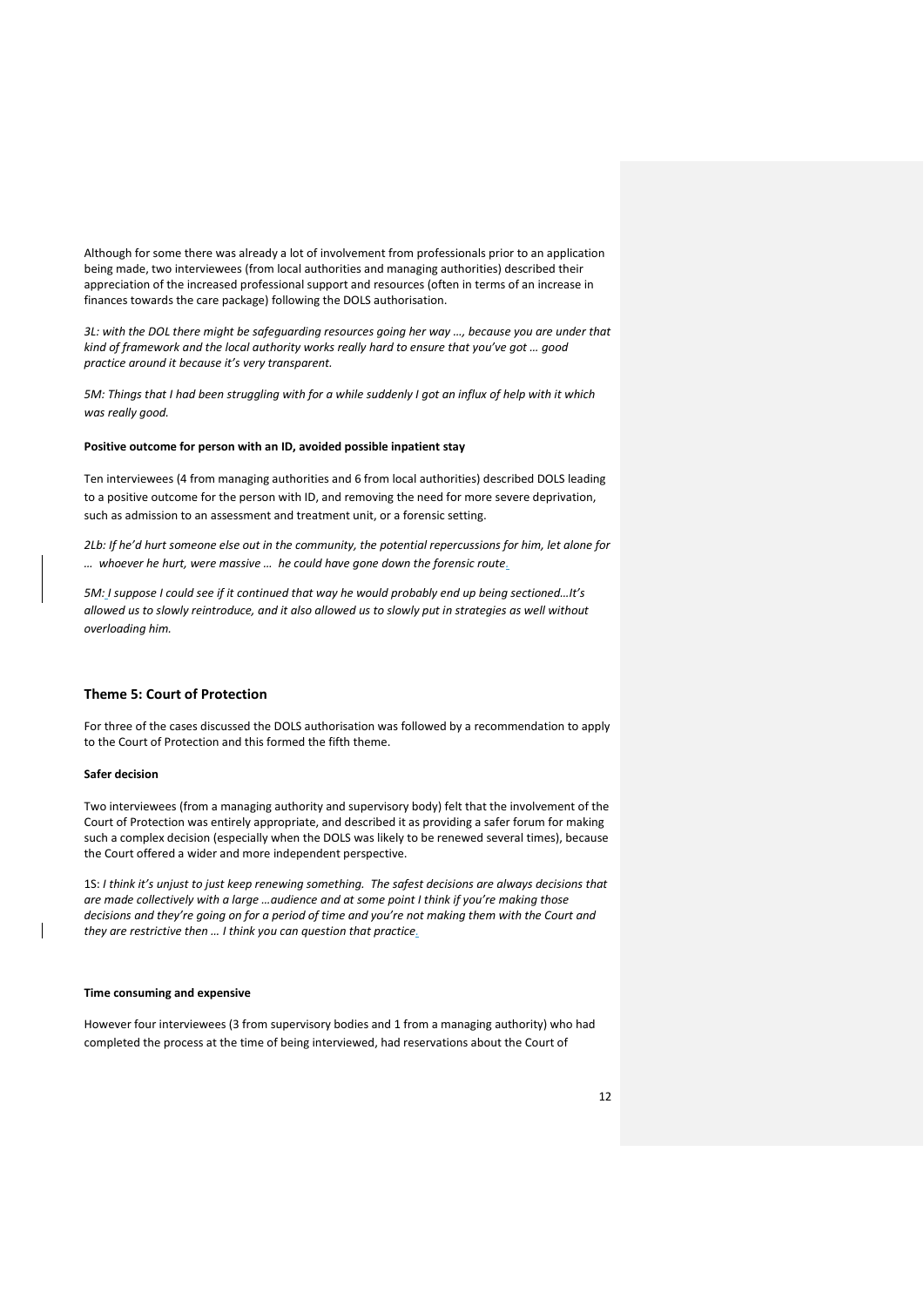Although for some there was already a lot of involvement from professionals prior to an application being made, two interviewees (from local authorities and managing authorities) described their appreciation of the increased professional support and resources (often in terms of an increase in finances towards the care package) following the DOLS authorisation.

*3L: with the DOL there might be safeguarding resources going her way …, because you are under that kind of framework and the local authority works really hard to ensure that you've got … good practice around it because it's very transparent.*

*5M: Things that I had been struggling with for a while suddenly I got an influx of help with it which was really good.*

**Positive outcome for person with an ID, avoided possible inpatient stay**

Ten interviewees (4 from managing authorities and 6 from local authorities) described DOLS leading to a positive outcome for the person with ID, and removing the need for more severe deprivation, such as admission to an assessment and treatment unit, or a forensic setting.

*2Lb: If he'd hurt someone else out in the community, the potential repercussions for him, let alone for … whoever he hurt, were massive … he could have gone down the forensic route.*

*5M: I suppose I could see if it continued that way he would probably end up being sectioned…It's allowed us to slowly reintroduce, and it also allowed us to slowly put in strategies as well without overloading him.*

## Theme 5: Court of Protection

For three of the cases discussed the DOLS authorisation was followed by a recommendation to apply to the Court of Protection and this formed the fifth theme.

**Safer decision**

Two interviewees (from a managing authority and supervisory body) felt that the involvement of the Court of Protection was entirely appropriate, and described it as providing a safer forum for making such a complex decision (especially when the DOLS was likely to be renewed several times), because the Court offered a wider and more independent perspective.

1S: *I think it's unjust to just keep renewing something. The safest decisions are always decisions that are made collectively with a large …audience and at some point I think if you're making those decisions and they're going on for a period of time and you're not making them with the Court and they are restrictive then … I think you can question that practice.*

**Time consuming and expensive**

However four interviewees (3 from supervisory bodies and 1 from a managing authority) who had completed the process at the time of being interviewed, had reservations about the Court of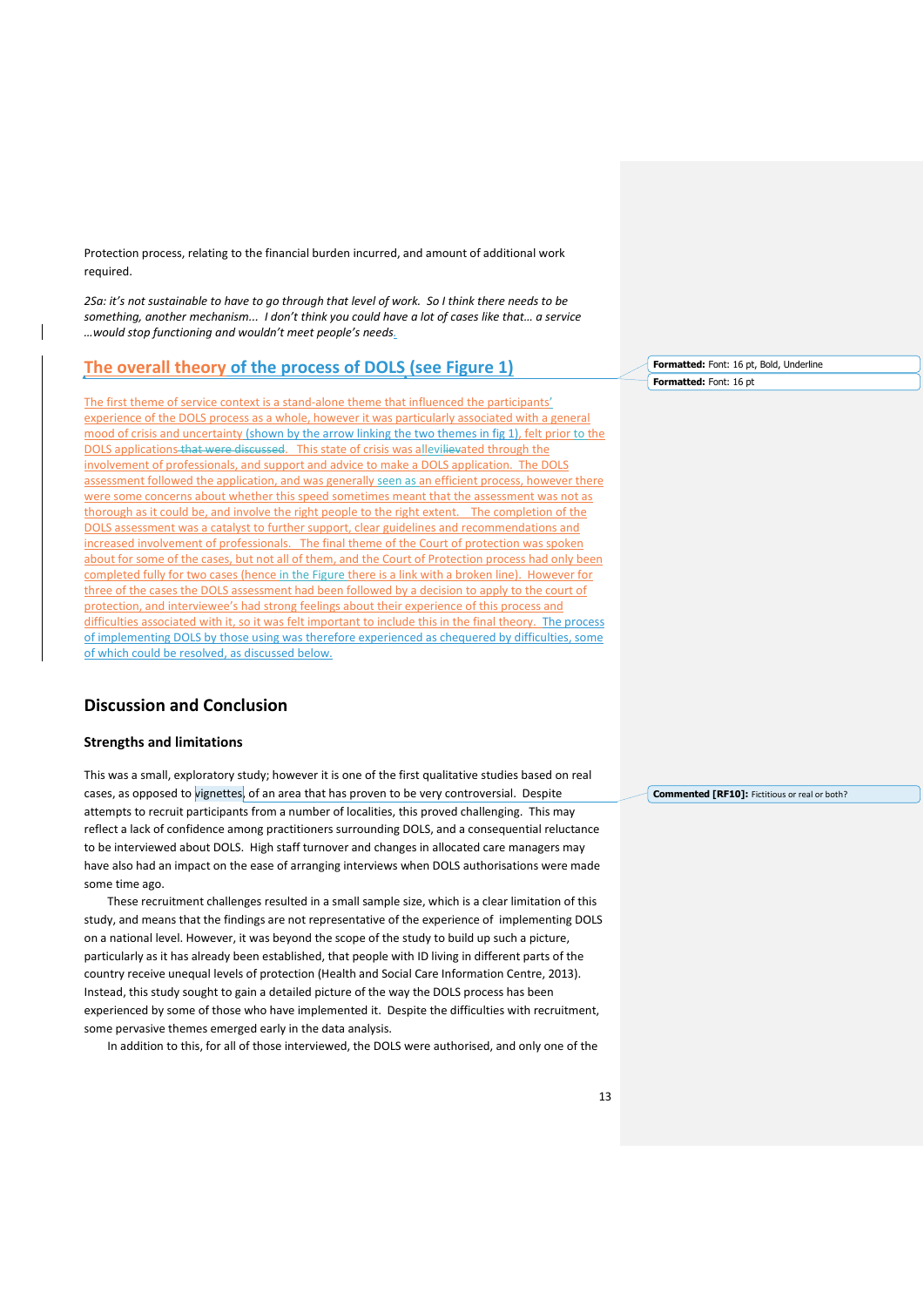Protection process, relating to the financial burden incurred, and amount of additional work required.

*2Sa: it's not sustainable to have to go through that level of work. So I think there needs to be something, another mechanism... I don't think you could have a lot of cases like that... a service …would stop functioning and wouldn't meet people's needs.*

## The overall theory of the process of DOLS (see Figure 1)

The first theme of service context is a stand-alone theme that influenced the participants' experience of the DOLS process as a whole, however it was particularly associated with a general mood of crisis and uncertainty (shown by the arrow linking the two themes in fig 1), felt prior to the DOLS applications ~~that were discussed~~. This state of crisis was allevilievated through the involvement of professionals, and support and advice to make a DOLS application. The DOLS assessment followed the application, and was generally seen as an efficient process, however there were some concerns about whether this speed sometimes meant that the assessment was not as thorough as it could be, and involve the right people to the right extent. The completion of the DOLS assessment was a catalyst to further support, clear guidelines and recommendations and increased involvement of professionals. The final theme of the Court of protection was spoken about for some of the cases, but not all of them, and the Court of Protection process had only been completed fully for two cases (hence in the Figure there is a link with a broken line). However for three of the cases the DOLS assessment had been followed by a decision to apply to the court of protection, and interviewee's had strong feelings about their experience of this process and difficulties associated with it, so it was felt important to include this in the final theory. The process of implementing DOLS by those using was therefore experienced as chequered by difficulties, some of which could be resolved, as discussed below.

## Discussion and Conclusion

### Strengths and limitations

This was a small, exploratory study; however it is one of the first qualitative studies based on real cases, as opposed to vignettes, of an area that has proven to be very controversial. Despite attempts to recruit participants from a number of localities, this proved challenging. This may reflect a lack of confidence among practitioners surrounding DOLS, and a consequential reluctance to be interviewed about DOLS. High staff turnover and changes in allocated care managers may have also had an impact on the ease of arranging interviews when DOLS authorisations were made some time ago.

These recruitment challenges resulted in a small sample size, which is a clear limitation of this study, and means that the findings are not representative of the experience of implementing DOLS on a national level. However, it was beyond the scope of the study to build up such a picture, particularly as it has already been established, that people with ID living in different parts of the country receive unequal levels of protection (Health and Social Care Information Centre, 2013). Instead, this study sought to gain a detailed picture of the way the DOLS process has been experienced by some of those who have implemented it. Despite the difficulties with recruitment, some pervasive themes emerged early in the data analysis.

In addition to this, for all of those interviewed, the DOLS were authorised, and only one of the

Formatted: Font: 16 pt, Bold, Underline

Formatted: Font: 16 pt

Commented [RF10]: Fictitious or real or both?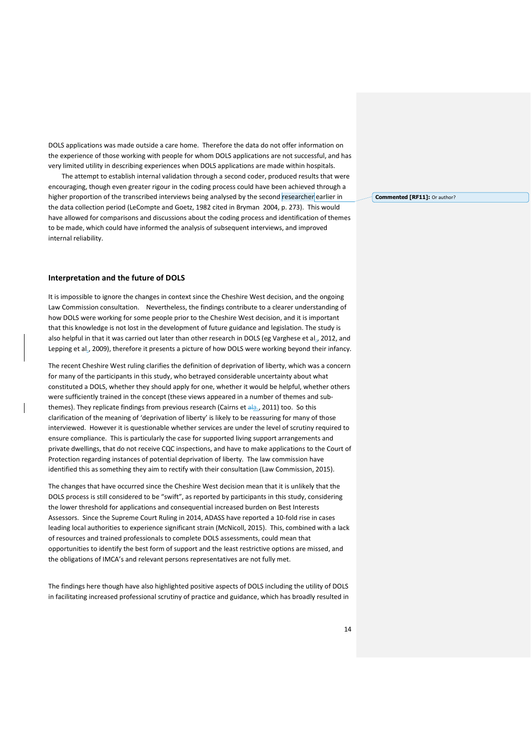DOLS applications was made outside a care home. Therefore the data do not offer information on the experience of those working with people for whom DOLS applications are not successful, and has very limited utility in describing experiences when DOLS applications are made within hospitals.

The attempt to establish internal validation through a second coder, produced results that were encouraging, though even greater rigour in the coding process could have been achieved through a higher proportion of the transcribed interviews being analysed by the second researcher earlier in the data collection period (LeCompte and Goetz, 1982 cited in Bryman 2004, p. 273). This would have allowed for comparisons and discussions about the coding process and identification of themes to be made, which could have informed the analysis of subsequent interviews, and improved internal reliability.

## Interpretation and the future of DOLS

It is impossible to ignore the changes in context since the Cheshire West decision, and the ongoing Law Commission consultation. Nevertheless, the findings contribute to a clearer understanding of how DOLS were working for some people prior to the Cheshire West decision, and it is important that this knowledge is not lost in the development of future guidance and legislation. The study is also helpful in that it was carried out later than other research in DOLS (eg Varghese et al., 2012, and Lepping et al., 2009), therefore it presents a picture of how DOLS were working beyond their infancy.

The recent Cheshire West ruling clarifies the definition of deprivation of liberty, which was a concern for many of the participants in this study, who betrayed considerable uncertainty about what constituted a DOLS, whether they should apply for one, whether it would be helpful, whether others were sufficiently trained in the concept (these views appeared in a number of themes and sub-themes). They replicate findings from previous research (Cairns et al., 2011) too. So this clarification of the meaning of 'deprivation of liberty' is likely to be reassuring for many of those interviewed. However it is questionable whether services are under the level of scrutiny required to ensure compliance. This is particularly the case for supported living support arrangements and private dwellings, that do not receive CQC inspections, and have to make applications to the Court of Protection regarding instances of potential deprivation of liberty. The law commission have identified this as something they aim to rectify with their consultation (Law Commission, 2015).

The changes that have occurred since the Cheshire West decision mean that it is unlikely that the DOLS process is still considered to be "swift", as reported by participants in this study, considering the lower threshold for applications and consequential increased burden on Best Interests Assessors. Since the Supreme Court Ruling in 2014, ADASS have reported a 10-fold rise in cases leading local authorities to experience significant strain (McNicoll, 2015). This, combined with a lack of resources and trained professionals to complete DOLS assessments, could mean that opportunities to identify the best form of support and the least restrictive options are missed, and the obligations of IMCA's and relevant persons representatives are not fully met.

The findings here though have also highlighted positive aspects of DOLS including the utility of DOLS in facilitating increased professional scrutiny of practice and guidance, which has broadly resulted in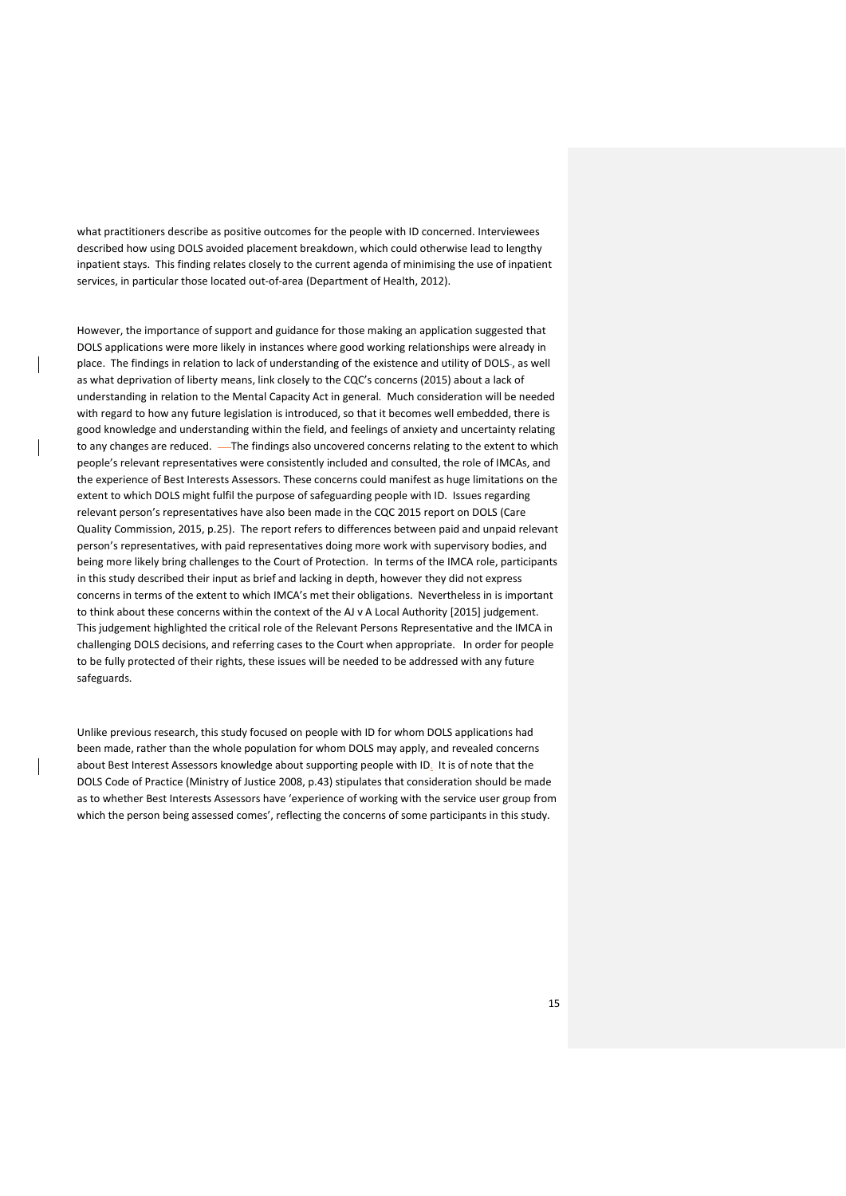what practitioners describe as positive outcomes for the people with ID concerned. Interviewees described how using DOLS avoided placement breakdown, which could otherwise lead to lengthy inpatient stays. This finding relates closely to the current agenda of minimising the use of inpatient services, in particular those located out-of-area (Department of Health, 2012).

However, the importance of support and guidance for those making an application suggested that DOLS applications were more likely in instances where good working relationships were already in place. The findings in relation to lack of understanding of the existence and utility of DOLS, as well as what deprivation of liberty means, link closely to the CQC's concerns (2015) about a lack of understanding in relation to the Mental Capacity Act in general. Much consideration will be needed with regard to how any future legislation is introduced, so that it becomes well embedded, there is good knowledge and understanding within the field, and feelings of anxiety and uncertainty relating to any changes are reduced. The findings also uncovered concerns relating to the extent to which people's relevant representatives were consistently included and consulted, the role of IMCAs, and the experience of Best Interests Assessors. These concerns could manifest as huge limitations on the extent to which DOLS might fulfil the purpose of safeguarding people with ID. Issues regarding relevant person's representatives have also been made in the CQC 2015 report on DOLS (Care Quality Commission, 2015, p.25). The report refers to differences between paid and unpaid relevant person's representatives, with paid representatives doing more work with supervisory bodies, and being more likely bring challenges to the Court of Protection. In terms of the IMCA role, participants in this study described their input as brief and lacking in depth, however they did not express concerns in terms of the extent to which IMCA's met their obligations. Nevertheless in is important to think about these concerns within the context of the AJ v A Local Authority [2015] judgement. This judgement highlighted the critical role of the Relevant Persons Representative and the IMCA in challenging DOLS decisions, and referring cases to the Court when appropriate. In order for people to be fully protected of their rights, these issues will be needed to be addressed with any future safeguards.

Unlike previous research, this study focused on people with ID for whom DOLS applications had been made, rather than the whole population for whom DOLS may apply, and revealed concerns about Best Interest Assessors knowledge about supporting people with ID. It is of note that the DOLS Code of Practice (Ministry of Justice 2008, p.43) stipulates that consideration should be made as to whether Best Interests Assessors have 'experience of working with the service user group from which the person being assessed comes', reflecting the concerns of some participants in this study.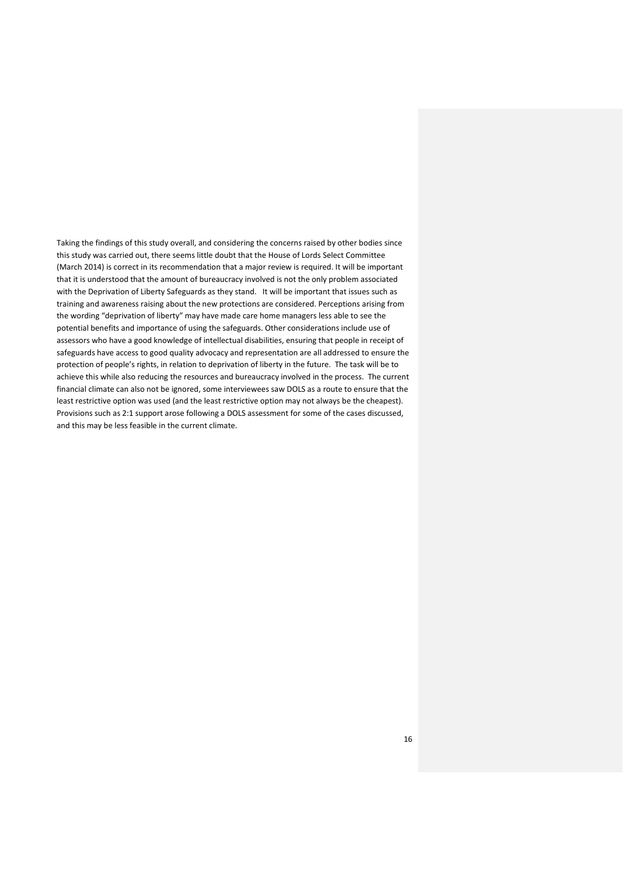Taking the findings of this study overall, and considering the concerns raised by other bodies since this study was carried out, there seems little doubt that the House of Lords Select Committee (March 2014) is correct in its recommendation that a major review is required. It will be important that it is understood that the amount of bureaucracy involved is not the only problem associated with the Deprivation of Liberty Safeguards as they stand. It will be important that issues such as training and awareness raising about the new protections are considered. Perceptions arising from the wording "deprivation of liberty" may have made care home managers less able to see the potential benefits and importance of using the safeguards. Other considerations include use of assessors who have a good knowledge of intellectual disabilities, ensuring that people in receipt of safeguards have access to good quality advocacy and representation are all addressed to ensure the protection of people's rights, in relation to deprivation of liberty in the future. The task will be to achieve this while also reducing the resources and bureaucracy involved in the process. The current financial climate can also not be ignored, some interviewees saw DOLS as a route to ensure that the least restrictive option was used (and the least restrictive option may not always be the cheapest). Provisions such as 2:1 support arose following a DOLS assessment for some of the cases discussed, and this may be less feasible in the current climate.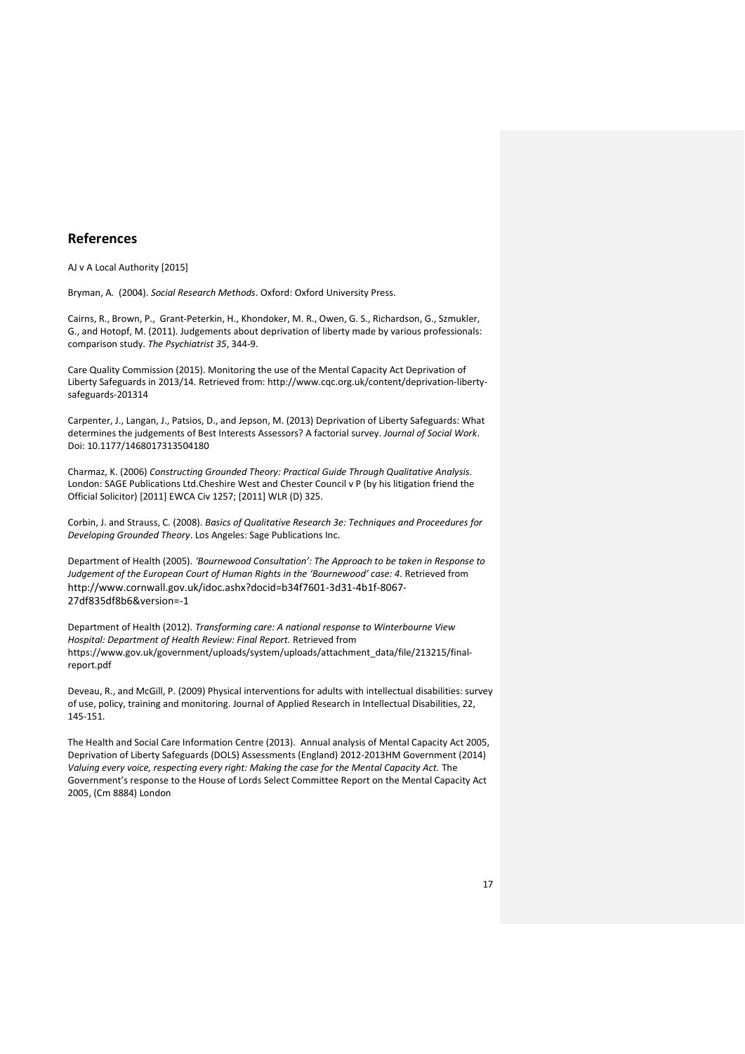## References

AJ v A Local Authority [2015]

Bryman, A. (2004). *Social Research Methods*. Oxford: Oxford University Press.

Cairns, R., Brown, P., Grant-Peterkin, H., Khondoker, M. R., Owen, G. S., Richardson, G., Szmukler, G., and Hotopf, M. (2011). Judgements about deprivation of liberty made by various professionals: comparison study. *The Psychiatrist 35*, 344-9.

Care Quality Commission (2015). Monitoring the use of the Mental Capacity Act Deprivation of Liberty Safeguards in 2013/14. Retrieved from: http://www.cqc.org.uk/content/deprivation-liberty-safeguards-201314

Carpenter, J., Langan, J., Patsios, D., and Jepson, M. (2013) Deprivation of Liberty Safeguards: What determines the judgements of Best Interests Assessors? A factorial survey. *Journal of Social Work*. Doi: 10.1177/1468017313504180

Charmaz, K. (2006) *Constructing Grounded Theory: Practical Guide Through Qualitative Analysis*. London: SAGE Publications Ltd.Cheshire West and Chester Council v P (by his litigation friend the Official Solicitor) [2011] EWCA Civ 1257; [2011] WLR (D) 325.

Corbin, J. and Strauss, C. (2008). *Basics of Qualitative Research 3e: Techniques and Proceedures for Developing Grounded Theory*. Los Angeles: Sage Publications Inc.

Department of Health (2005). *'Bournewood Consultation': The Approach to be taken in Response to Judgement of the European Court of Human Rights in the 'Bournewood' case: 4*. Retrieved from http://www.cornwall.gov.uk/idoc.ashx?docid=b34f7601-3d31-4b1f-8067-27df835df8b6&version=-1

Department of Health (2012). *Transforming care: A national response to Winterbourne View Hospital: Department of Health Review: Final Report.* Retrieved from https://www.gov.uk/government/uploads/system/uploads/attachment_data/file/213215/final-report.pdf

Deveau, R., and McGill, P. (2009) Physical interventions for adults with intellectual disabilities: survey of use, policy, training and monitoring. Journal of Applied Research in Intellectual Disabilities, 22, 145-151.

The Health and Social Care Information Centre (2013). Annual analysis of Mental Capacity Act 2005, Deprivation of Liberty Safeguards (DOLS) Assessments (England) 2012-2013HM Government (2014) *Valuing every voice, respecting every right: Making the case for the Mental Capacity Act.* The Government's response to the House of Lords Select Committee Report on the Mental Capacity Act 2005, (Cm 8884) London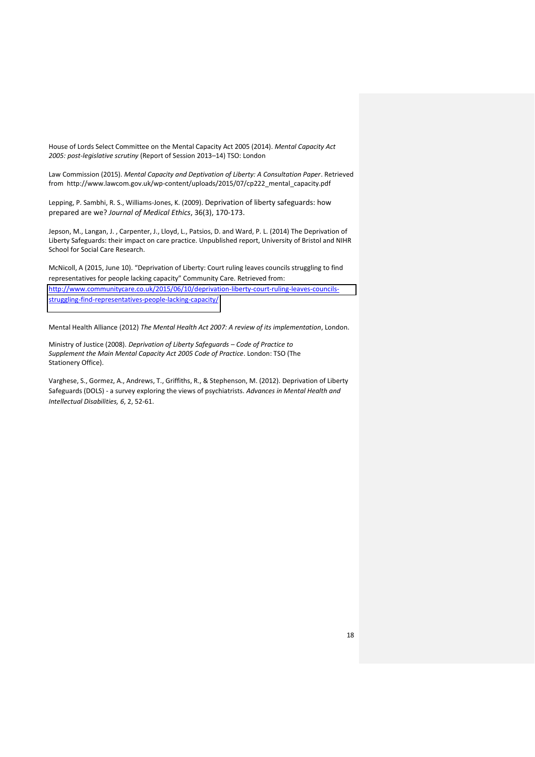House of Lords Select Committee on the Mental Capacity Act 2005 (2014). *Mental Capacity Act 2005: post-legislative scrutiny* (Report of Session 2013–14) TSO: London

Law Commission (2015). *Mental Capacity and Deptivation of Liberty: A Consultation Paper*. Retrieved from http://www.lawcom.gov.uk/wp-content/uploads/2015/07/cp222_mental_capacity.pdf

Lepping, P. Sambhi, R. S., Williams-Jones, K. (2009). Deprivation of liberty safeguards: how prepared are we? *Journal of Medical Ethics*, 36(3), 170-173.

Jepson, M., Langan, J. , Carpenter, J., Lloyd, L., Patsios, D. and Ward, P. L. (2014) The Deprivation of Liberty Safeguards: their impact on care practice. Unpublished report, University of Bristol and NIHR School for Social Care Research.

McNicoll, A (2015, June 10). "Deprivation of Liberty: Court ruling leaves councils struggling to find representatives for people lacking capacity" Community Care. Retrieved from: http://www.communitycare.co.uk/2015/06/10/deprivation-liberty-court-ruling-leaves-councils-struggling-find-representatives-people-lacking-capacity/

Mental Health Alliance (2012) *The Mental Health Act 2007: A review of its implementation*, London.

Ministry of Justice (2008). *Deprivation of Liberty Safeguards – Code of Practice to Supplement the Main Mental Capacity Act 2005 Code of Practice*. London: TSO (The Stationery Office).

Varghese, S., Gormez, A., Andrews, T., Griffiths, R., & Stephenson, M. (2012). Deprivation of Liberty Safeguards (DOLS) - a survey exploring the views of psychiatrists. *Advances in Mental Health and Intellectual Disabilities, 6*, 2, 52-61.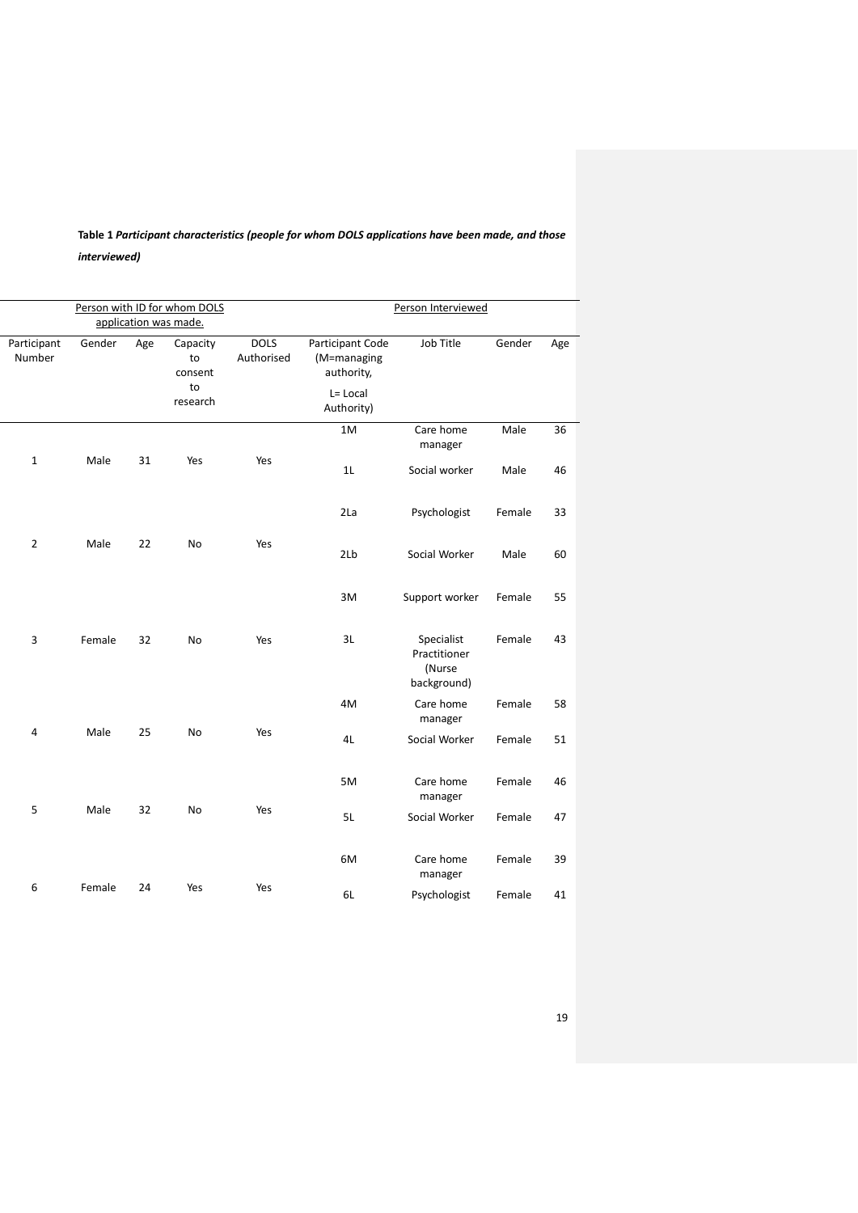**Table 1** ***Participant characteristics (people for whom DOLS applications have been made, and those interviewed)***

| Person with ID for whom DOLS application was made. | | | | | Person Interviewed | | | |
|---|---|---|---|---|---|---|---|---|
| Participant Number | Gender | Age | Capacity to consent to research | DOLS Authorised | Participant Code (M=managing authority, L= Local Authority) | Job Title | Gender | Age |
| 1 | Male | 31 | Yes | Yes | 1M | Care home manager | Male | 36 |
| | | | | | 1L | Social worker | Male | 46 |
| 2 | Male | 22 | No | Yes | 2La | Psychologist | Female | 33 |
| | | | | | 2Lb | Social Worker | Male | 60 |
| 3 | Female | 32 | No | Yes | 3M | Support worker | Female | 55 |
| | | | | | 3L | Specialist Practitioner (Nurse background) | Female | 43 |
| 4 | Male | 25 | No | Yes | 4M | Care home manager | Female | 58 |
| | | | | | 4L | Social Worker | Female | 51 |
| 5 | Male | 32 | No | Yes | 5M | Care home manager | Female | 46 |
| | | | | | 5L | Social Worker | Female | 47 |
| 6 | Female | 24 | Yes | Yes | 6M | Care home manager | Female | 39 |
| | | | | | 6L | Psychologist | Female | 41 |